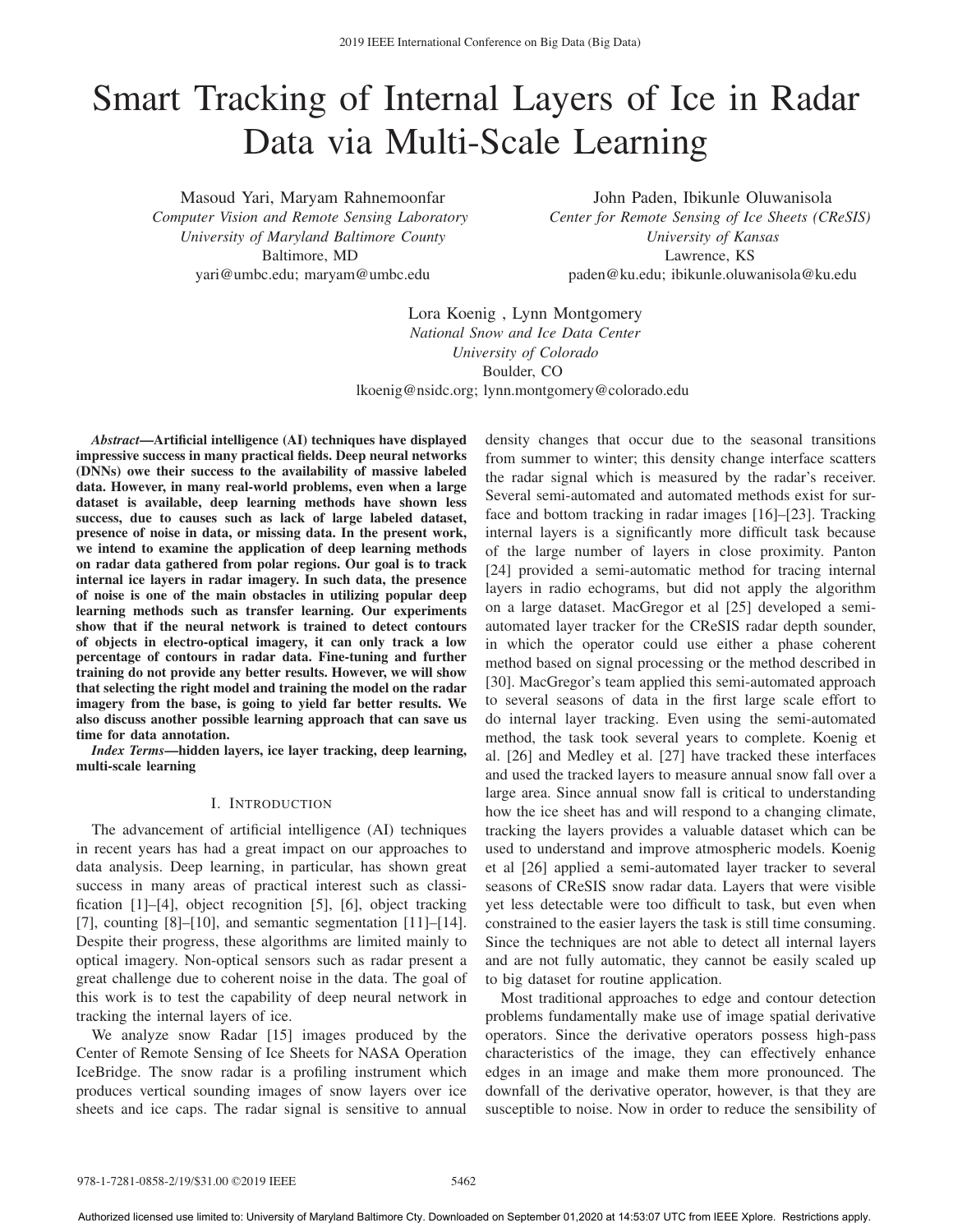# Smart Tracking of Internal Layers of Ice in Radar Data via Multi-Scale Learning

Masoud Yari, Maryam Rahnemoonfar
*Computer Vision and Remote Sensing Laboratory*
*University of Maryland Baltimore County*
Baltimore, MD
yari@umbc.edu; maryam@umbc.edu

John Paden, Ibikunle Oluwanisola
*Center for Remote Sensing of Ice Sheets (CReSIS)*
*University of Kansas*
Lawrence, KS
paden@ku.edu; ibikunle.oluwanisola@ku.edu

Lora Koenig , Lynn Montgomery
*National Snow and Ice Data Center*
*University of Colorado*
Boulder, CO
lkoenig@nsidc.org; lynn.montgomery@colorado.edu

***Abstract*—Artificial intelligence (AI) techniques have displayed impressive success in many practical fields. Deep neural networks (DNNs) owe their success to the availability of massive labeled data. However, in many real-world problems, even when a large dataset is available, deep learning methods have shown less success, due to causes such as lack of large labeled dataset, presence of noise in data, or missing data. In the present work, we intend to examine the application of deep learning methods on radar data gathered from polar regions. Our goal is to track internal ice layers in radar imagery. In such data, the presence of noise is one of the main obstacles in utilizing popular deep learning methods such as transfer learning. Our experiments show that if the neural network is trained to detect contours of objects in electro-optical imagery, it can only track a low percentage of contours in radar data. Fine-tuning and further training do not provide any better results. However, we will show that selecting the right model and training the model on the radar imagery from the base, is going to yield far better results. We also discuss another possible learning approach that can save us time for data annotation.**

***Index Terms*—hidden layers, ice layer tracking, deep learning, multi-scale learning**

## I. Introduction

The advancement of artificial intelligence (AI) techniques in recent years has had a great impact on our approaches to data analysis. Deep learning, in particular, has shown great success in many areas of practical interest such as classification [1]–[4], object recognition [5], [6], object tracking [7], counting [8]–[10], and semantic segmentation [11]–[14]. Despite their progress, these algorithms are limited mainly to optical imagery. Non-optical sensors such as radar present a great challenge due to coherent noise in the data. The goal of this work is to test the capability of deep neural network in tracking the internal layers of ice.

We analyze snow Radar [15] images produced by the Center of Remote Sensing of Ice Sheets for NASA Operation IceBridge. The snow radar is a profiling instrument which produces vertical sounding images of snow layers over ice sheets and ice caps. The radar signal is sensitive to annual density changes that occur due to the seasonal transitions from summer to winter; this density change interface scatters the radar signal which is measured by the radar's receiver. Several semi-automated and automated methods exist for surface and bottom tracking in radar images [16]–[23]. Tracking internal layers is a significantly more difficult task because of the large number of layers in close proximity. Panton [24] provided a semi-automatic method for tracing internal layers in radio echograms, but did not apply the algorithm on a large dataset. MacGregor et al [25] developed a semi-automated layer tracker for the CReSIS radar depth sounder, in which the operator could use either a phase coherent method based on signal processing or the method described in [30]. MacGregor's team applied this semi-automated approach to several seasons of data in the first large scale effort to do internal layer tracking. Even using the semi-automated method, the task took several years to complete. Koenig et al. [26] and Medley et al. [27] have tracked these interfaces and used the tracked layers to measure annual snow fall over a large area. Since annual snow fall is critical to understanding how the ice sheet has and will respond to a changing climate, tracking the layers provides a valuable dataset which can be used to understand and improve atmospheric models. Koenig et al [26] applied a semi-automated layer tracker to several seasons of CReSIS snow radar data. Layers that were visible yet less detectable were too difficult to task, but even when constrained to the easier layers the task is still time consuming. Since the techniques are not able to detect all internal layers and are not fully automatic, they cannot be easily scaled up to big dataset for routine application.

Most traditional approaches to edge and contour detection problems fundamentally make use of image spatial derivative operators. Since the derivative operators possess high-pass characteristics of the image, they can effectively enhance edges in an image and make them more pronounced. The downfall of the derivative operator, however, is that they are susceptible to noise. Now in order to reduce the sensibility of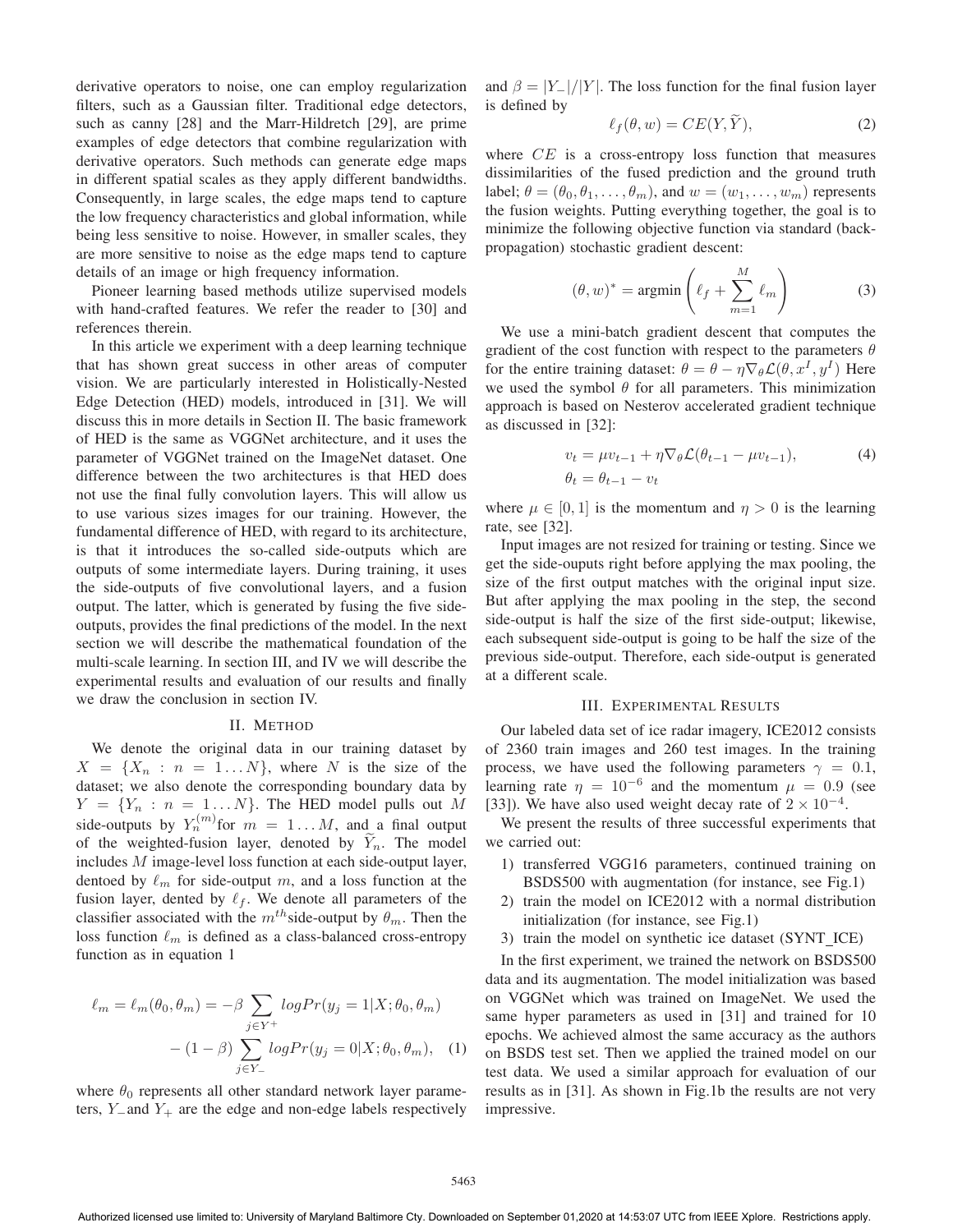derivative operators to noise, one can employ regularization filters, such as a Gaussian filter. Traditional edge detectors, such as canny [28] and the Marr-Hildretch [29], are prime examples of edge detectors that combine regularization with derivative operators. Such methods can generate edge maps in different spatial scales as they apply different bandwidths. Consequently, in large scales, the edge maps tend to capture the low frequency characteristics and global information, while being less sensitive to noise. However, in smaller scales, they are more sensitive to noise as the edge maps tend to capture details of an image or high frequency information.

Pioneer learning based methods utilize supervised models with hand-crafted features. We refer the reader to [30] and references therein.

In this article we experiment with a deep learning technique that has shown great success in other areas of computer vision. We are particularly interested in Holistically-Nested Edge Detection (HED) models, introduced in [31]. We will discuss this in more details in Section II. The basic framework of HED is the same as VGGNet architecture, and it uses the parameter of VGGNet trained on the ImageNet dataset. One difference between the two architectures is that HED does not use the final fully convolution layers. This will allow us to use various sizes images for our training. However, the fundamental difference of HED, with regard to its architecture, is that it introduces the so-called side-outputs which are outputs of some intermediate layers. During training, it uses the side-outputs of five convolutional layers, and a fusion output. The latter, which is generated by fusing the five side-outputs, provides the final predictions of the model. In the next section we will describe the mathematical foundation of the multi-scale learning. In section III, and IV we will describe the experimental results and evaluation of our results and finally we draw the conclusion in section IV.

## II. Method

We denote the original data in our training dataset by $X = \{X_n : n = 1 \dots N\}$, where $N$ is the size of the dataset; we also denote the corresponding boundary data by $Y = \{Y_n : n = 1 \dots N\}$. The HED model pulls out $M$ side-outputs by $Y_n^{(m)}$ for $m = 1 \dots M$, and a final output of the weighted-fusion layer, denoted by $\widetilde{Y}_n$. The model includes $M$ image-level loss function at each side-output layer, dentoed by $\ell_m$ for side-output $m$, and a loss function at the fusion layer, dented by $\ell_f$. We denote all parameters of the classifier associated with the $m^{th}$ side-output by $\theta_m$. Then the loss function $\ell_m$ is defined as a class-balanced cross-entropy function as in equation 1

$$
\begin{aligned}
\ell_m = \ell_m(\theta_0, \theta_m) = &-\beta \sum_{j \in Y^+} logPr(y_j = 1 | X; \theta_0, \theta_m) \\
&- (1 - \beta) \sum_{j \in Y_-} logPr(y_j = 0 | X; \theta_0, \theta_m), \quad (1)
\end{aligned}
$$

where $\theta_0$ represents all other standard network layer parameters, $Y_-$ and $Y_+$ are the edge and non-edge labels respectively and $\beta = |Y_-|/|Y|$. The loss function for the final fusion layer is defined by

$$
\ell_f(\theta, w) = CE(Y, \widetilde{Y}), \quad (2)
$$

where $CE$ is a cross-entropy loss function that measures dissimilarities of the fused prediction and the ground truth label; $\theta = (\theta_0, \theta_1, \dots, \theta_m)$, and $w = (w_1, \dots, w_m)$ represents the fusion weights. Putting everything together, the goal is to minimize the following objective function via standard (back-propagation) stochastic gradient descent:

$$
(\theta, w)^* = \text{argmin} \left( \ell_f + \sum_{m=1}^{M} \ell_m \right) \quad (3)
$$

We use a mini-batch gradient descent that computes the gradient of the cost function with respect to the parameters $\theta$ for the entire training dataset: $\theta = \theta - \eta \nabla_\theta \mathcal{L}(\theta, x^I, y^I)$ Here we used the symbol $\theta$ for all parameters. This minimization approach is based on Nesterov accelerated gradient technique as discussed in [32]:

$$
\begin{aligned}
v_t &= \mu v_{t-1} + \eta \nabla_\theta \mathcal{L}(\theta_{t-1} - \mu v_{t-1}), \quad (4) \\
\theta_t &= \theta_{t-1} - v_t
\end{aligned}
$$

where $\mu \in [0, 1]$ is the momentum and $\eta > 0$ is the learning rate, see [32].

Input images are not resized for training or testing. Since we get the side-ouputs right before applying the max pooling, the size of the first output matches with the original input size. But after applying the max pooling in the step, the second side-output is half the size of the first side-output; likewise, each subsequent side-output is going to be half the size of the previous side-output. Therefore, each side-output is generated at a different scale.

## III. Experimental Results

Our labeled data set of ice radar imagery, ICE2012 consists of 2360 train images and 260 test images. In the training process, we have used the following parameters $\gamma = 0.1$, learning rate $\eta = 10^{-6}$ and the momentum $\mu = 0.9$ (see [33]). We have also used weight decay rate of $2 \times 10^{-4}$.

We present the results of three successful experiments that we carried out:

1) transferred VGG16 parameters, continued training on BSDS500 with augmentation (for instance, see Fig.1)
2) train the model on ICE2012 with a normal distribution initialization (for instance, see Fig.1)
3) train the model on synthetic ice dataset (SYNT_ICE)

In the first experiment, we trained the network on BSDS500 data and its augmentation. The model initialization was based on VGGNet which was trained on ImageNet. We used the same hyper parameters as used in [31] and trained for 10 epochs. We achieved almost the same accuracy as the authors on BSDS test set. Then we applied the trained model on our test data. We used a similar approach for evaluation of our results as in [31]. As shown in Fig.1b the results are not very impressive.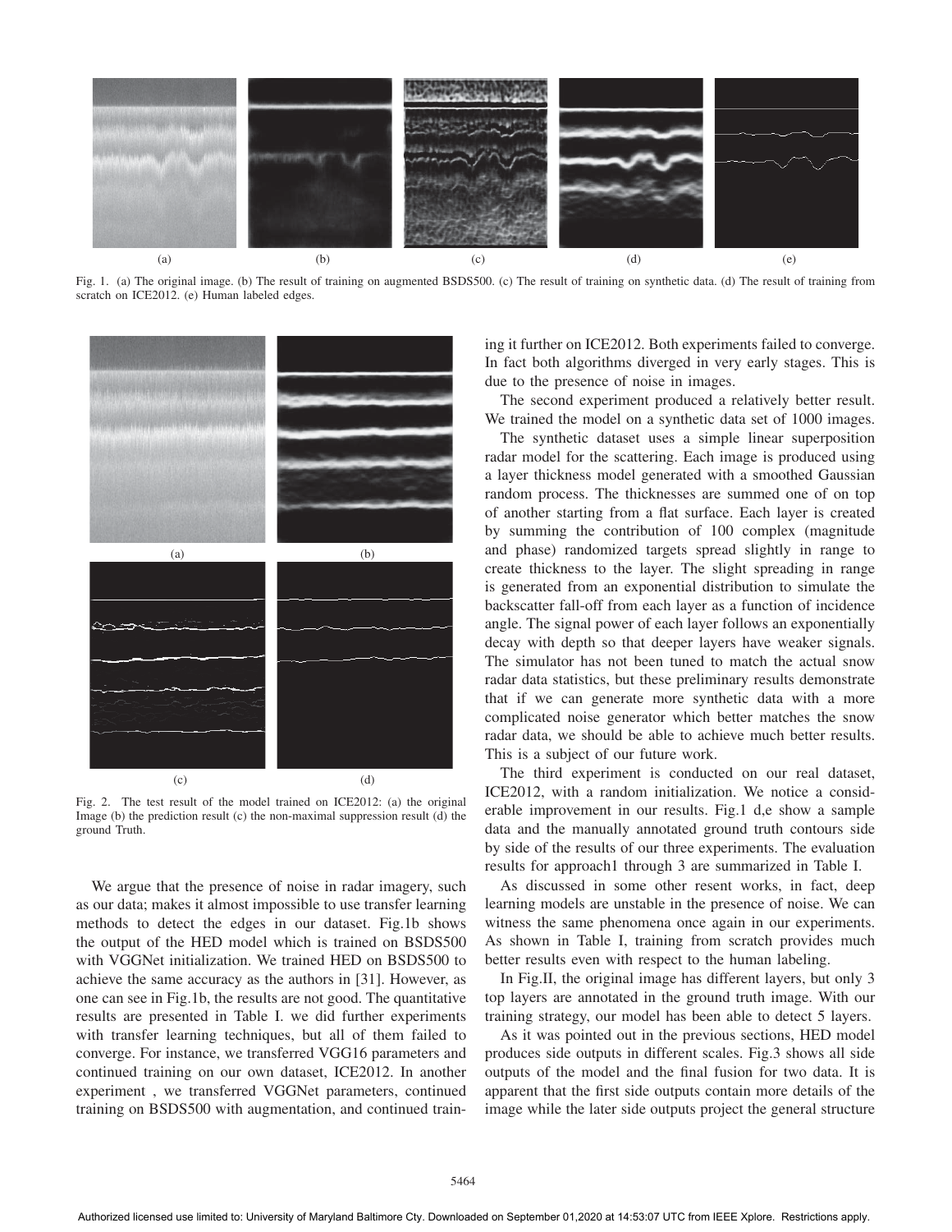Fig. 1. (a) The original image. (b) The result of training on augmented BSDS500. (c) The result of training on synthetic data. (d) The result of training from scratch on ICE2012. (e) Human labeled edges.

Fig. 2. The test result of the model trained on ICE2012: (a) the original Image (b) the prediction result (c) the non-maximal suppression result (d) the ground Truth.

We argue that the presence of noise in radar imagery, such as our data; makes it almost impossible to use transfer learning methods to detect the edges in our dataset. Fig.1b shows the output of the HED model which is trained on BSDS500 with VGGNet initialization. We trained HED on BSDS500 to achieve the same accuracy as the authors in [31]. However, as one can see in Fig.1b, the results are not good. The quantitative results are presented in Table I. we did further experiments with transfer learning techniques, but all of them failed to converge. For instance, we transferred VGG16 parameters and continued training on our own dataset, ICE2012. In another experiment , we transferred VGGNet parameters, continued training on BSDS500 with augmentation, and continued training it further on ICE2012. Both experiments failed to converge. In fact both algorithms diverged in very early stages. This is due to the presence of noise in images.

The second experiment produced a relatively better result. We trained the model on a synthetic data set of 1000 images.

The synthetic dataset uses a simple linear superposition radar model for the scattering. Each image is produced using a layer thickness model generated with a smoothed Gaussian random process. The thicknesses are summed one of on top of another starting from a flat surface. Each layer is created by summing the contribution of 100 complex (magnitude and phase) randomized targets spread slightly in range to create thickness to the layer. The slight spreading in range is generated from an exponential distribution to simulate the backscatter fall-off from each layer as a function of incidence angle. The signal power of each layer follows an exponentially decay with depth so that deeper layers have weaker signals. The simulator has not been tuned to match the actual snow radar data statistics, but these preliminary results demonstrate that if we can generate more synthetic data with a more complicated noise generator which better matches the snow radar data, we should be able to achieve much better results. This is a subject of our future work.

The third experiment is conducted on our real dataset, ICE2012, with a random initialization. We notice a considerable improvement in our results. Fig.1 d,e show a sample data and the manually annotated ground truth contours side by side of the results of our three experiments. The evaluation results for approach1 through 3 are summarized in Table I.

As discussed in some other resent works, in fact, deep learning models are unstable in the presence of noise. We can witness the same phenomena once again in our experiments. As shown in Table I, training from scratch provides much better results even with respect to the human labeling.

In Fig.II, the original image has different layers, but only 3 top layers are annotated in the ground truth image. With our training strategy, our model has been able to detect 5 layers.

As it was pointed out in the previous sections, HED model produces side outputs in different scales. Fig.3 shows all side outputs of the model and the final fusion for two data. It is apparent that the first side outputs contain more details of the image while the later side outputs project the general structure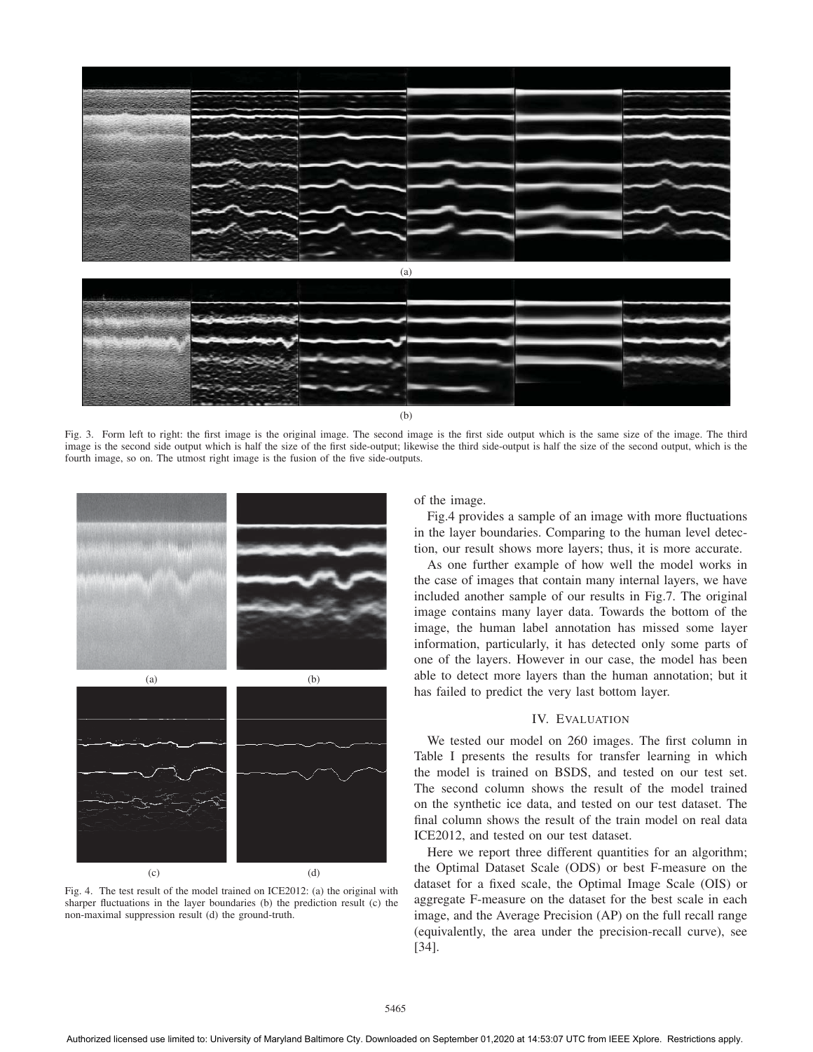(a)

(b)

Fig. 3. Form left to right: the first image is the original image. The second image is the first side output which is the same size of the image. The third image is the second side output which is half the size of the first side-output; likewise the third side-output is half the size of the second output, which is the fourth image, so on. The utmost right image is the fusion of the five side-outputs.

(a) (b)

(c) (d)

Fig. 4. The test result of the model trained on ICE2012: (a) the original with sharper fluctuations in the layer boundaries (b) the prediction result (c) the non-maximal suppression result (d) the ground-truth.

of the image.

Fig.4 provides a sample of an image with more fluctuations in the layer boundaries. Comparing to the human level detection, our result shows more layers; thus, it is more accurate.

As one further example of how well the model works in the case of images that contain many internal layers, we have included another sample of our results in Fig.7. The original image contains many layer data. Towards the bottom of the image, the human label annotation has missed some layer information, particularly, it has detected only some parts of one of the layers. However in our case, the model has been able to detect more layers than the human annotation; but it has failed to predict the very last bottom layer.

## IV. Evaluation

We tested our model on 260 images. The first column in Table I presents the results for transfer learning in which the model is trained on BSDS, and tested on our test set. The second column shows the result of the model trained on the synthetic ice data, and tested on our test dataset. The final column shows the result of the train model on real data ICE2012, and tested on our test dataset.

Here we report three different quantities for an algorithm; the Optimal Dataset Scale (ODS) or best F-measure on the dataset for a fixed scale, the Optimal Image Scale (OIS) or aggregate F-measure on the dataset for the best scale in each image, and the Average Precision (AP) on the full recall range (equivalently, the area under the precision-recall curve), see [34].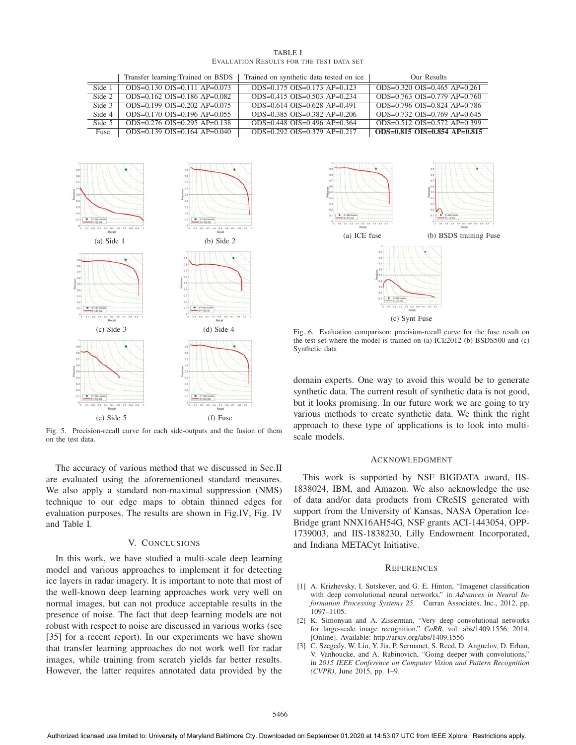TABLE I
EVALUATION RESULTS FOR THE TEST DATA SET

| | Transfer learning:Trained on BSDS | Trained on synthetic data tested on ice | Our Results |
|---|---|---|---|
| Side 1 | ODS=0.130 OIS=0.111 AP=0.073 | ODS=0.175 OIS=0.173 AP=0.123 | ODS=0.320 OIS=0.465 AP=0.261 |
| Side 2 | ODS=0.162 OIS=0.186 AP=0.082 | ODS=0.415 OIS=0.503 AP=0.234 | ODS=0.763 OIS=0.779 AP=0.760 |
| Side 3 | ODS=0.199 OIS=0.202 AP=0.075 | ODS=0.614 OIS=0.628 AP=0.491 | ODS=0.796 OIS=0.824 AP=0.786 |
| Side 4 | ODS=0.170 OIS=0.196 AP=0.055 | ODS=0.385 OIS=0.382 AP=0.206 | ODS=0.732 OIS=0.769 AP=0.645 |
| Side 5 | ODS=0.276 OIS=0.295 AP=0.138 | ODS=0.448 OIS=0.496 AP=0.364 | ODS=0.512 OIS=0.572 AP=0.399 |
| Fuse | ODS=0.139 OIS=0.164 AP=0.040 | ODS=0.292 OIS=0.379 AP=0.217 | **ODS=0.815 OIS=0.854 AP=0.815** |

(a) Side 1 (b) Side 2 (c) Side 3 (d) Side 4 (e) Side 5 (f) Fuse

Fig. 5. Precision-recall curve for each side-outputs and the fusion of them on the test data.

(a) ICE fuse (b) BSDS training Fuse (c) Synt Fuse

Fig. 6. Evaluation comparison: precision-recall curve for the fuse result on the test set where the model is trained on (a) ICE2012 (b) BSDS500 and (c) Synthetic data

The accuracy of various method that we discussed in Sec.II are evaluated using the aforementioned standard measures. We also apply a standard non-maximal suppression (NMS) technique to our edge maps to obtain thinned edges for evaluation purposes. The results are shown in Fig.IV, Fig. IV and Table I.

## V. Conclusions

In this work, we have studied a multi-scale deep learning model and various approaches to implement it for detecting ice layers in radar imagery. It is important to note that most of the well-known deep learning approaches work very well on normal images, but can not produce acceptable results in the presence of noise. The fact that deep learning models are not robust with respect to noise are discussed in various works (see [35] for a recent report). In our experiments we have shown that transfer learning approaches do not work well for radar images, while training from scratch yields far better results. However, the latter requires annotated data provided by the domain experts. One way to avoid this would be to generate synthetic data. The current result of synthetic data is not good, but it looks promising. In our future work we are going to try various methods to create synthetic data. We think the right approach to these type of applications is to look into multi-scale models.

## Acknowledgment

This work is supported by NSF BIGDATA award, IIS-1838024, IBM, and Amazon. We also acknowledge the use of data and/or data products from CReSIS generated with support from the University of Kansas, NASA Operation IceBridge grant NNX16AH54G, NSF grants ACI-1443054, OPP-1739003, and IIS-1838230, Lilly Endowment Incorporated, and Indiana METACyt Initiative.

## References

[1] A. Krizhevsky, I. Sutskever, and G. E. Hinton, "Imagenet classification with deep convolutional neural networks," in *Advances in Neural Information Processing Systems 25*. Curran Associates, Inc., 2012, pp. 1097–1105.

[2] K. Simonyan and A. Zisserman, "Very deep convolutional networks for large-scale image recognition," *CoRR*, vol. abs/1409.1556, 2014. [Online]. Available: http://arxiv.org/abs/1409.1556

[3] C. Szegedy, W. Liu, Y. Jia, P. Sermanet, S. Reed, D. Anguelov, D. Erhan, V. Vanhoucke, and A. Rabinovich, "Going deeper with convolutions," in *2015 IEEE Conference on Computer Vision and Pattern Recognition (CVPR)*, June 2015, pp. 1–9.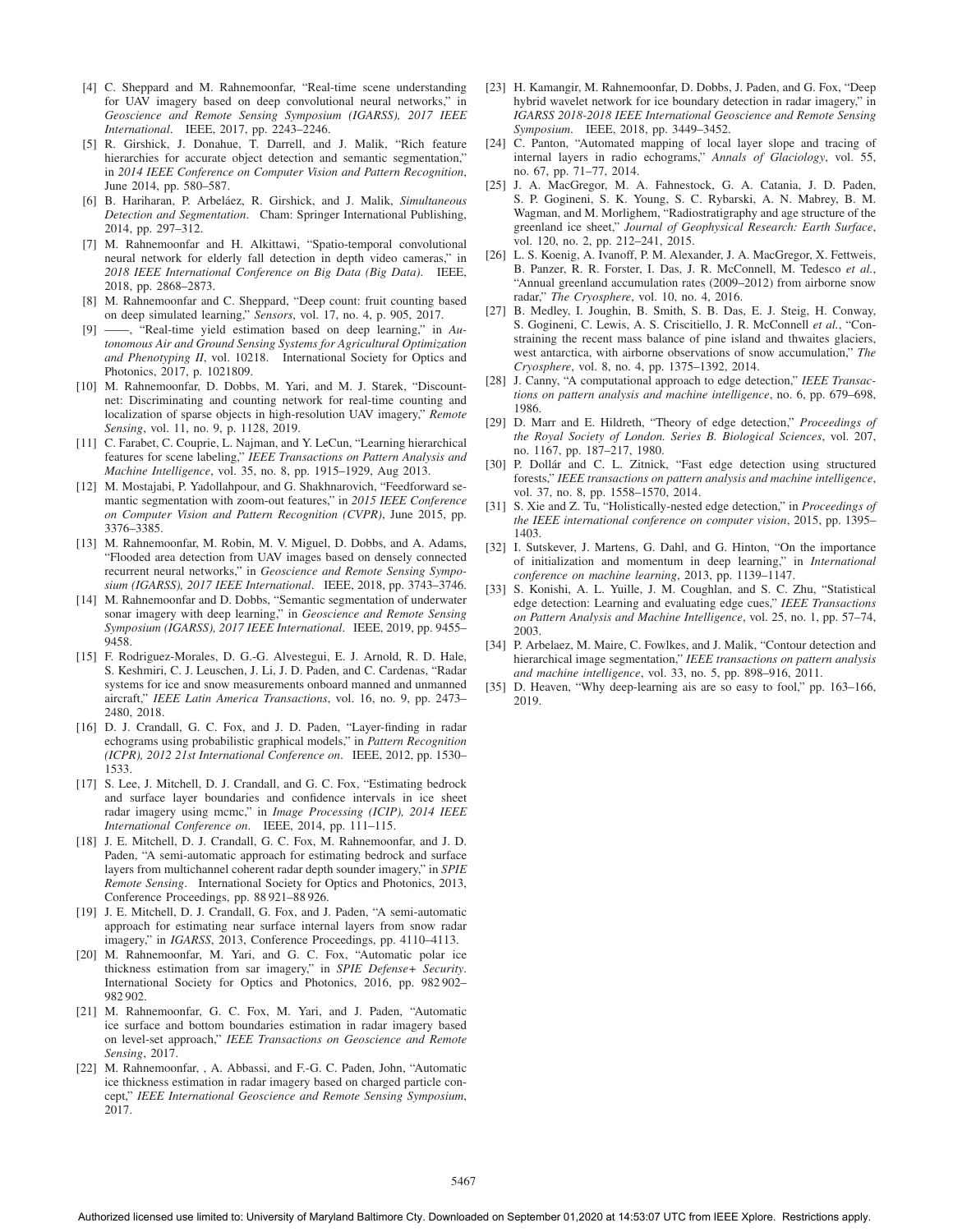[4] C. Sheppard and M. Rahnemoonfar, "Real-time scene understanding for UAV imagery based on deep convolutional neural networks," in *Geoscience and Remote Sensing Symposium (IGARSS), 2017 IEEE International*. IEEE, 2017, pp. 2243–2246.

[5] R. Girshick, J. Donahue, T. Darrell, and J. Malik, "Rich feature hierarchies for accurate object detection and semantic segmentation," in *2014 IEEE Conference on Computer Vision and Pattern Recognition*, June 2014, pp. 580–587.

[6] B. Hariharan, P. Arbeláez, R. Girshick, and J. Malik, *Simultaneous Detection and Segmentation*. Cham: Springer International Publishing, 2014, pp. 297–312.

[7] M. Rahnemoonfar and H. Alkittawi, "Spatio-temporal convolutional neural network for elderly fall detection in depth video cameras," in *2018 IEEE International Conference on Big Data (Big Data)*. IEEE, 2018, pp. 2868–2873.

[8] M. Rahnemoonfar and C. Sheppard, "Deep count: fruit counting based on deep simulated learning," *Sensors*, vol. 17, no. 4, p. 905, 2017.

[9] ——, "Real-time yield estimation based on deep learning," in *Autonomous Air and Ground Sensing Systems for Agricultural Optimization and Phenotyping II*, vol. 10218. International Society for Optics and Photonics, 2017, p. 1021809.

[10] M. Rahnemoonfar, D. Dobbs, M. Yari, and M. J. Starek, "Discountnet: Discriminating and counting network for real-time counting and localization of sparse objects in high-resolution UAV imagery," *Remote Sensing*, vol. 11, no. 9, p. 1128, 2019.

[11] C. Farabet, C. Couprie, L. Najman, and Y. LeCun, "Learning hierarchical features for scene labeling," *IEEE Transactions on Pattern Analysis and Machine Intelligence*, vol. 35, no. 8, pp. 1915–1929, Aug 2013.

[12] M. Mostajabi, P. Yadollahpour, and G. Shakhnarovich, "Feedforward semantic segmentation with zoom-out features," in *2015 IEEE Conference on Computer Vision and Pattern Recognition (CVPR)*, June 2015, pp. 3376–3385.

[13] M. Rahnemoonfar, M. Robin, M. V. Miguel, D. Dobbs, and A. Adams, "Flooded area detection from UAV images based on densely connected recurrent neural networks," in *Geoscience and Remote Sensing Symposium (IGARSS), 2017 IEEE International*. IEEE, 2018, pp. 3743–3746.

[14] M. Rahnemoonfar and D. Dobbs, "Semantic segmentation of underwater sonar imagery with deep learning," in *Geoscience and Remote Sensing Symposium (IGARSS), 2017 IEEE International*. IEEE, 2019, pp. 9455–9458.

[15] F. Rodriguez-Morales, D. G.-G. Alvestegui, E. J. Arnold, R. D. Hale, S. Keshmiri, C. J. Leuschen, J. Li, J. D. Paden, and C. Cardenas, "Radar systems for ice and snow measurements onboard manned and unmanned aircraft," *IEEE Latin America Transactions*, vol. 16, no. 9, pp. 2473–2480, 2018.

[16] D. J. Crandall, G. C. Fox, and J. D. Paden, "Layer-finding in radar echograms using probabilistic graphical models," in *Pattern Recognition (ICPR), 2012 21st International Conference on*. IEEE, 2012, pp. 1530–1533.

[17] S. Lee, J. Mitchell, D. J. Crandall, and G. C. Fox, "Estimating bedrock and surface layer boundaries and confidence intervals in ice sheet radar imagery using mcmc," in *Image Processing (ICIP), 2014 IEEE International Conference on*. IEEE, 2014, pp. 111–115.

[18] J. E. Mitchell, D. J. Crandall, G. C. Fox, M. Rahnemoonfar, and J. D. Paden, "A semi-automatic approach for estimating bedrock and surface layers from multichannel coherent radar depth sounder imagery," in *SPIE Remote Sensing*. International Society for Optics and Photonics, 2013, Conference Proceedings, pp. 88 921–88 926.

[19] J. E. Mitchell, D. J. Crandall, G. Fox, and J. Paden, "A semi-automatic approach for estimating near surface internal layers from snow radar imagery," in *IGARSS*, 2013, Conference Proceedings, pp. 4110–4113.

[20] M. Rahnemoonfar, M. Yari, and G. C. Fox, "Automatic polar ice thickness estimation from sar imagery," in *SPIE Defense+ Security*. International Society for Optics and Photonics, 2016, pp. 982 902–982 902.

[21] M. Rahnemoonfar, G. C. Fox, M. Yari, and J. Paden, "Automatic ice surface and bottom boundaries estimation in radar imagery based on level-set approach," *IEEE Transactions on Geoscience and Remote Sensing*, 2017.

[22] M. Rahnemoonfar, , A. Abbassi, and F.-G. C. Paden, John, "Automatic ice thickness estimation in radar imagery based on charged particle concept," *IEEE International Geoscience and Remote Sensing Symposium*, 2017.

[23] H. Kamangir, M. Rahnemoonfar, D. Dobbs, J. Paden, and G. Fox, "Deep hybrid wavelet network for ice boundary detection in radar imagery," in *IGARSS 2018-2018 IEEE International Geoscience and Remote Sensing Symposium*. IEEE, 2018, pp. 3449–3452.

[24] C. Panton, "Automated mapping of local layer slope and tracing of internal layers in radio echograms," *Annals of Glaciology*, vol. 55, no. 67, pp. 71–77, 2014.

[25] J. A. MacGregor, M. A. Fahnestock, G. A. Catania, J. D. Paden, S. P. Gogineni, S. K. Young, S. C. Rybarski, A. N. Mabrey, B. M. Wagman, and M. Morlighem, "Radiostratigraphy and age structure of the greenland ice sheet," *Journal of Geophysical Research: Earth Surface*, vol. 120, no. 2, pp. 212–241, 2015.

[26] L. S. Koenig, A. Ivanoff, P. M. Alexander, J. A. MacGregor, X. Fettweis, B. Panzer, R. R. Forster, I. Das, J. R. McConnell, M. Tedesco *et al.*, "Annual greenland accumulation rates (2009–2012) from airborne snow radar," *The Cryosphere*, vol. 10, no. 4, 2016.

[27] B. Medley, I. Joughin, B. Smith, S. B. Das, E. J. Steig, H. Conway, S. Gogineni, C. Lewis, A. S. Criscitiello, J. R. McConnell *et al.*, "Constraining the recent mass balance of pine island and thwaites glaciers, west antarctica, with airborne observations of snow accumulation," *The Cryosphere*, vol. 8, no. 4, pp. 1375–1392, 2014.

[28] J. Canny, "A computational approach to edge detection," *IEEE Transactions on pattern analysis and machine intelligence*, no. 6, pp. 679–698, 1986.

[29] D. Marr and E. Hildreth, "Theory of edge detection," *Proceedings of the Royal Society of London. Series B. Biological Sciences*, vol. 207, no. 1167, pp. 187–217, 1980.

[30] P. Dollár and C. L. Zitnick, "Fast edge detection using structured forests," *IEEE transactions on pattern analysis and machine intelligence*, vol. 37, no. 8, pp. 1558–1570, 2014.

[31] S. Xie and Z. Tu, "Holistically-nested edge detection," in *Proceedings of the IEEE international conference on computer vision*, 2015, pp. 1395–1403.

[32] I. Sutskever, J. Martens, G. Dahl, and G. Hinton, "On the importance of initialization and momentum in deep learning," in *International conference on machine learning*, 2013, pp. 1139–1147.

[33] S. Konishi, A. L. Yuille, J. M. Coughlan, and S. C. Zhu, "Statistical edge detection: Learning and evaluating edge cues," *IEEE Transactions on Pattern Analysis and Machine Intelligence*, vol. 25, no. 1, pp. 57–74, 2003.

[34] P. Arbelaez, M. Maire, C. Fowlkes, and J. Malik, "Contour detection and hierarchical image segmentation," *IEEE transactions on pattern analysis and machine intelligence*, vol. 33, no. 5, pp. 898–916, 2011.

[35] D. Heaven, "Why deep-learning ais are so easy to fool," pp. 163–166, 2019.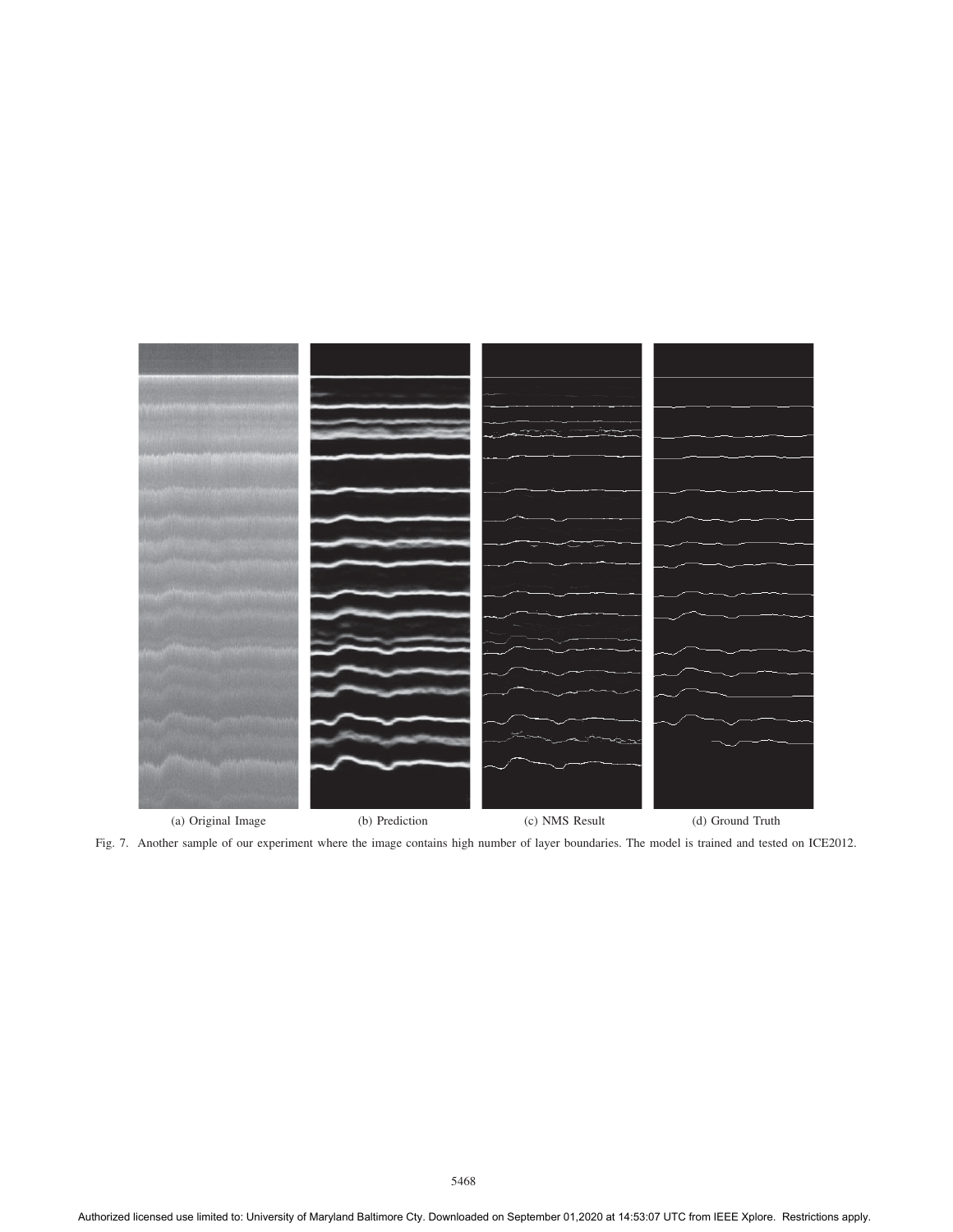(a) Original Image

(b) Prediction

(c) NMS Result

(d) Ground Truth

Fig. 7. Another sample of our experiment where the image contains high number of layer boundaries. The model is trained and tested on ICE2012.